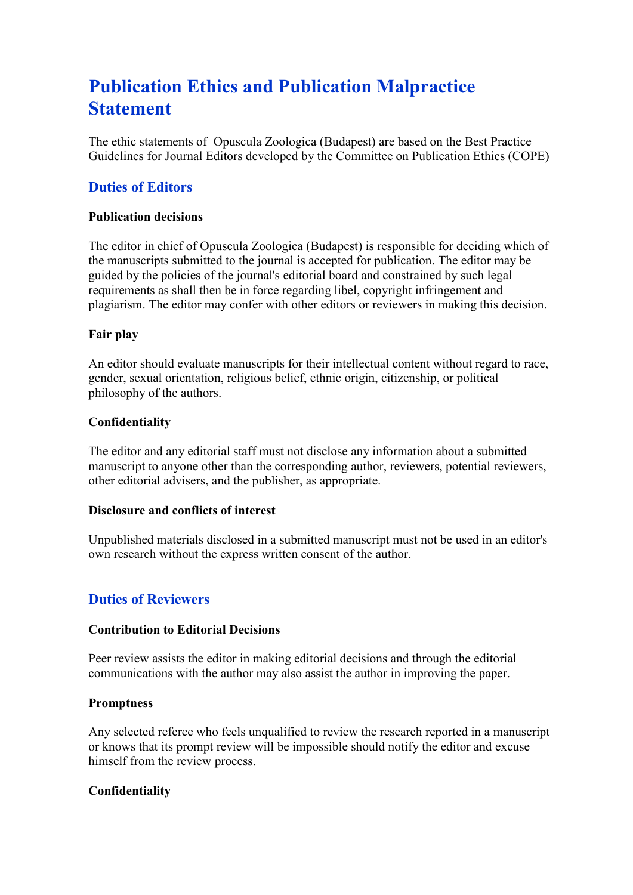# Publication Ethics and Publication Malpractice Statement

The ethic statements of  Opuscula Zoologica (Budapest) are based on the Best Practice Guidelines for Journal Editors developed by the Committee on Publication Ethics (COPE)

## Duties of Editors

### Publication decisions

The editor in chief of Opuscula Zoologica (Budapest) is responsible for deciding which of the manuscripts submitted to the journal is accepted for publication. The editor may be guided by the policies of the journal's editorial board and constrained by such legal requirements as shall then be in force regarding libel, copyright infringement and plagiarism. The editor may confer with other editors or reviewers in making this decision.

### Fair play

An editor should evaluate manuscripts for their intellectual content without regard to race, gender, sexual orientation, religious belief, ethnic origin, citizenship, or political philosophy of the authors.

### Confidentiality

The editor and any editorial staff must not disclose any information about a submitted manuscript to anyone other than the corresponding author, reviewers, potential reviewers, other editorial advisers, and the publisher, as appropriate.

### Disclosure and conflicts of interest

Unpublished materials disclosed in a submitted manuscript must not be used in an editor's own research without the express written consent of the author.

## Duties of Reviewers

### Contribution to Editorial Decisions

Peer review assists the editor in making editorial decisions and through the editorial communications with the author may also assist the author in improving the paper.

### Promptness

Any selected referee who feels unqualified to review the research reported in a manuscript or knows that its prompt review will be impossible should notify the editor and excuse himself from the review process.

### Confidentiality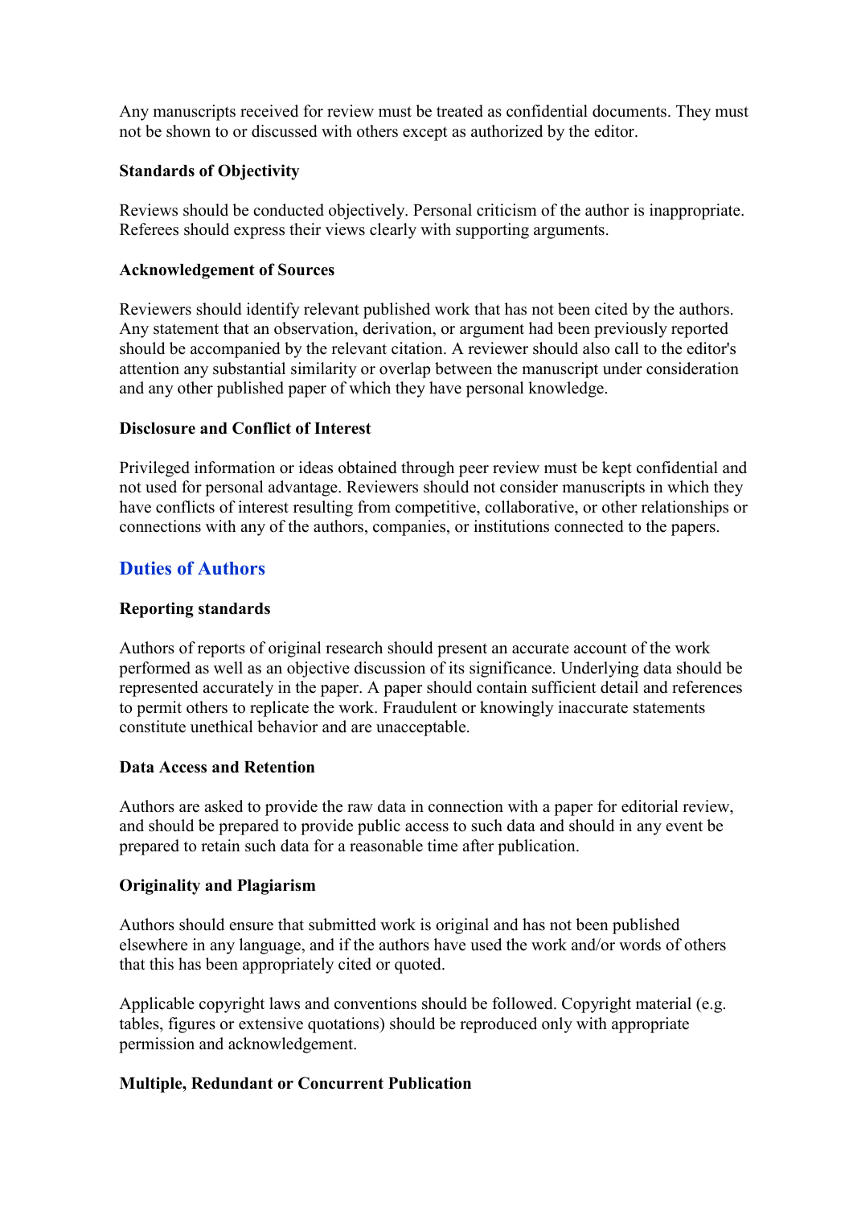Any manuscripts received for review must be treated as confidential documents. They must not be shown to or discussed with others except as authorized by the editor.

**Standards of Objectivity**

Reviews should be conducted objectively. Personal criticism of the author is inappropriate. Referees should express their views clearly with supporting arguments.

**Acknowledgement of Sources**

Reviewers should identify relevant published work that has not been cited by the authors. Any statement that an observation, derivation, or argument had been previously reported should be accompanied by the relevant citation. A reviewer should also call to the editor's attention any substantial similarity or overlap between the manuscript under consideration and any other published paper of which they have personal knowledge.

**Disclosure and Conflict of Interest**

Privileged information or ideas obtained through peer review must be kept confidential and not used for personal advantage. Reviewers should not consider manuscripts in which they have conflicts of interest resulting from competitive, collaborative, or other relationships or connections with any of the authors, companies, or institutions connected to the papers.

## Duties of Authors

**Reporting standards**

Authors of reports of original research should present an accurate account of the work performed as well as an objective discussion of its significance. Underlying data should be represented accurately in the paper. A paper should contain sufficient detail and references to permit others to replicate the work. Fraudulent or knowingly inaccurate statements constitute unethical behavior and are unacceptable.

**Data Access and Retention**

Authors are asked to provide the raw data in connection with a paper for editorial review, and should be prepared to provide public access to such data and should in any event be prepared to retain such data for a reasonable time after publication.

**Originality and Plagiarism**

Authors should ensure that submitted work is original and has not been published elsewhere in any language, and if the authors have used the work and/or words of others that this has been appropriately cited or quoted.

Applicable copyright laws and conventions should be followed. Copyright material (e.g. tables, figures or extensive quotations) should be reproduced only with appropriate permission and acknowledgement.

**Multiple, Redundant or Concurrent Publication**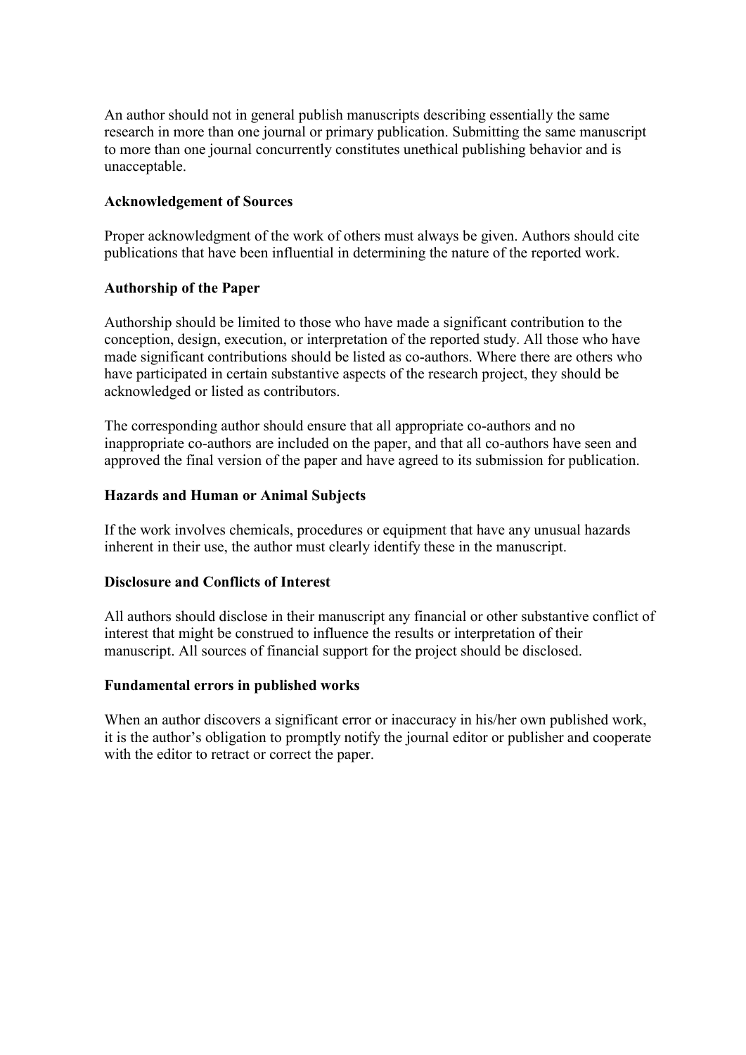An author should not in general publish manuscripts describing essentially the same research in more than one journal or primary publication. Submitting the same manuscript to more than one journal concurrently constitutes unethical publishing behavior and is unacceptable.

**Acknowledgement of Sources**

Proper acknowledgment of the work of others must always be given. Authors should cite publications that have been influential in determining the nature of the reported work.

**Authorship of the Paper**

Authorship should be limited to those who have made a significant contribution to the conception, design, execution, or interpretation of the reported study. All those who have made significant contributions should be listed as co-authors. Where there are others who have participated in certain substantive aspects of the research project, they should be acknowledged or listed as contributors.

The corresponding author should ensure that all appropriate co-authors and no inappropriate co-authors are included on the paper, and that all co-authors have seen and approved the final version of the paper and have agreed to its submission for publication.

**Hazards and Human or Animal Subjects**

If the work involves chemicals, procedures or equipment that have any unusual hazards inherent in their use, the author must clearly identify these in the manuscript.

**Disclosure and Conflicts of Interest**

All authors should disclose in their manuscript any financial or other substantive conflict of interest that might be construed to influence the results or interpretation of their manuscript. All sources of financial support for the project should be disclosed.

**Fundamental errors in published works**

When an author discovers a significant error or inaccuracy in his/her own published work, it is the author's obligation to promptly notify the journal editor or publisher and cooperate with the editor to retract or correct the paper.